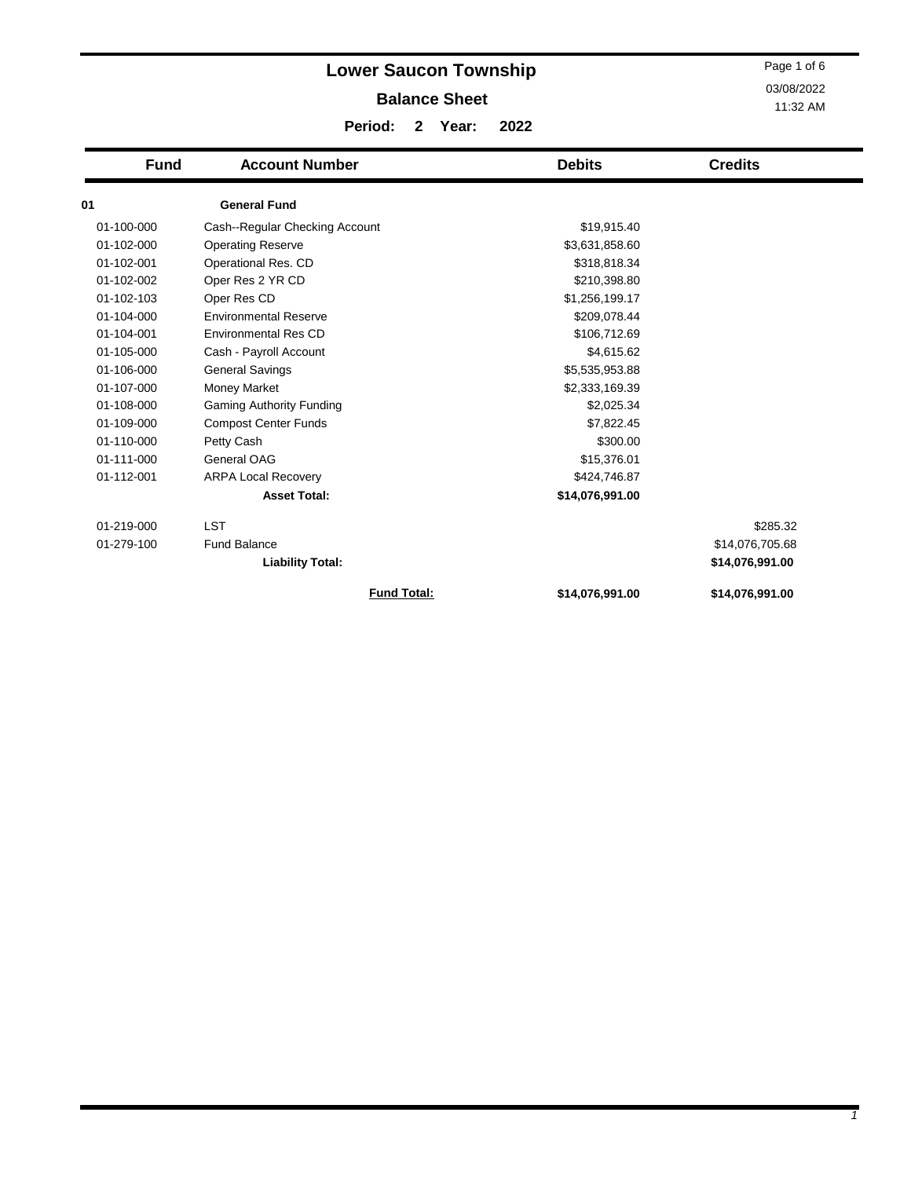# Lower Saucon Township

## Balance Sheet

**Period: 2 Year: 2022**

03/08/2022
11:32 AM

| Fund | Account Number | Debits | Credits |
|---|---|---|---|
| **01** | **General Fund** | | |
| 01-100-000 | Cash--Regular Checking Account | $19,915.40 | |
| 01-102-000 | Operating Reserve | $3,631,858.60 | |
| 01-102-001 | Operational Res. CD | $318,818.34 | |
| 01-102-002 | Oper Res 2 YR CD | $210,398.80 | |
| 01-102-103 | Oper Res CD | $1,256,199.17 | |
| 01-104-000 | Environmental Reserve | $209,078.44 | |
| 01-104-001 | Environmental Res CD | $106,712.69 | |
| 01-105-000 | Cash - Payroll Account | $4,615.62 | |
| 01-106-000 | General Savings | $5,535,953.88 | |
| 01-107-000 | Money Market | $2,333,169.39 | |
| 01-108-000 | Gaming Authority Funding | $2,025.34 | |
| 01-109-000 | Compost Center Funds | $7,822.45 | |
| 01-110-000 | Petty Cash | $300.00 | |
| 01-111-000 | General OAG | $15,376.01 | |
| 01-112-001 | ARPA Local Recovery | $424,746.87 | |
| | **Asset Total:** | **$14,076,991.00** | |
| 01-219-000 | LST | | $285.32 |
| 01-279-100 | Fund Balance | | $14,076,705.68 |
| | **Liability Total:** | | **$14,076,991.00** |
| | **Fund Total:** | **$14,076,991.00** | **$14,076,991.00** |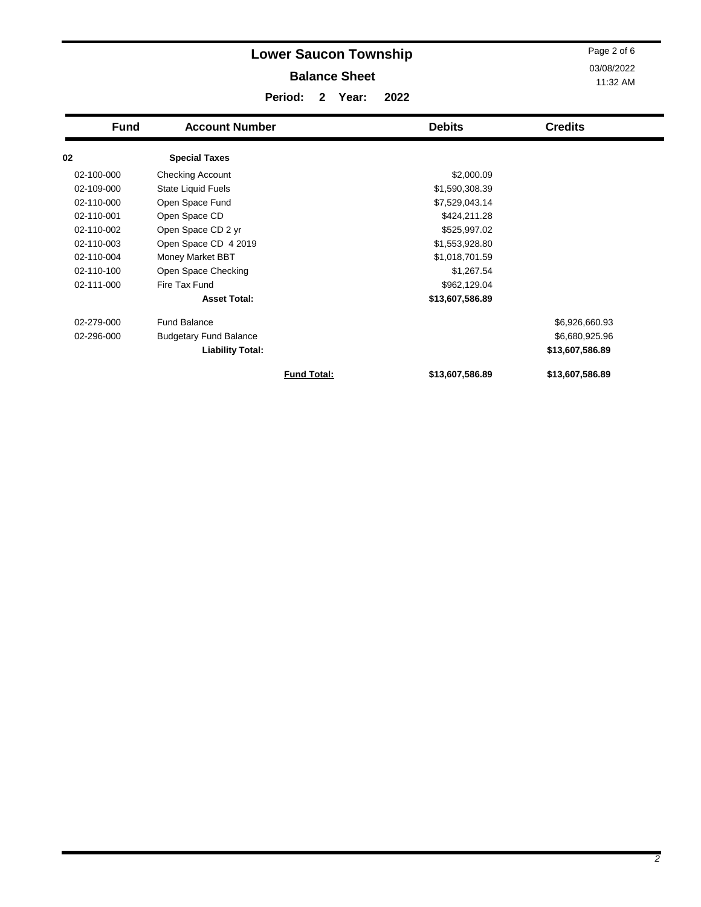# Lower Saucon Township

## Balance Sheet

**Period: 2 Year: 2022**

| Fund | Account Number | Debits | Credits |
|---|---|---|---|
| **02** | **Special Taxes** | | |
| 02-100-000 | Checking Account | $2,000.09 | |
| 02-109-000 | State Liquid Fuels | $1,590,308.39 | |
| 02-110-000 | Open Space Fund | $7,529,043.14 | |
| 02-110-001 | Open Space CD | $424,211.28 | |
| 02-110-002 | Open Space CD 2 yr | $525,997.02 | |
| 02-110-003 | Open Space CD 4 2019 | $1,553,928.80 | |
| 02-110-004 | Money Market BBT | $1,018,701.59 | |
| 02-110-100 | Open Space Checking | $1,267.54 | |
| 02-111-000 | Fire Tax Fund | $962,129.04 | |
| | **Asset Total:** | **$13,607,586.89** | |
| 02-279-000 | Fund Balance | | $6,926,660.93 |
| 02-296-000 | Budgetary Fund Balance | | $6,680,925.96 |
| | **Liability Total:** | | **$13,607,586.89** |
| | **Fund Total:** | **$13,607,586.89** | **$13,607,586.89** |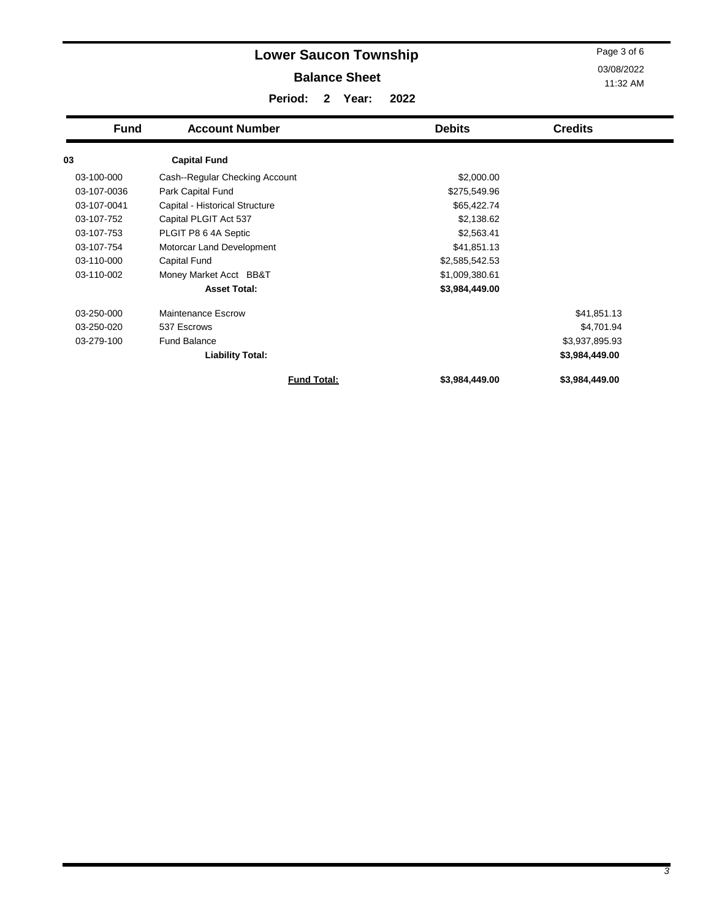# Lower Saucon Township

## Balance Sheet

**Period: 2 Year: 2022**

03/08/2022
11:32 AM

| Fund | Account Number | Debits | Credits |
|---|---|---|---|
| **03** | **Capital Fund** | | |
| 03-100-000 | Cash--Regular Checking Account | $2,000.00 | |
| 03-107-0036 | Park Capital Fund | $275,549.96 | |
| 03-107-0041 | Capital - Historical Structure | $65,422.74 | |
| 03-107-752 | Capital PLGIT Act 537 | $2,138.62 | |
| 03-107-753 | PLGIT P8 6 4A Septic | $2,563.41 | |
| 03-107-754 | Motorcar Land Development | $41,851.13 | |
| 03-110-000 | Capital Fund | $2,585,542.53 | |
| 03-110-002 | Money Market Acct BB&T | $1,009,380.61 | |
| | **Asset Total:** | **$3,984,449.00** | |
| 03-250-000 | Maintenance Escrow | | $41,851.13 |
| 03-250-020 | 537 Escrows | | $4,701.94 |
| 03-279-100 | Fund Balance | | $3,937,895.93 |
| | **Liability Total:** | | **$3,984,449.00** |
| | **Fund Total:** | **$3,984,449.00** | **$3,984,449.00** |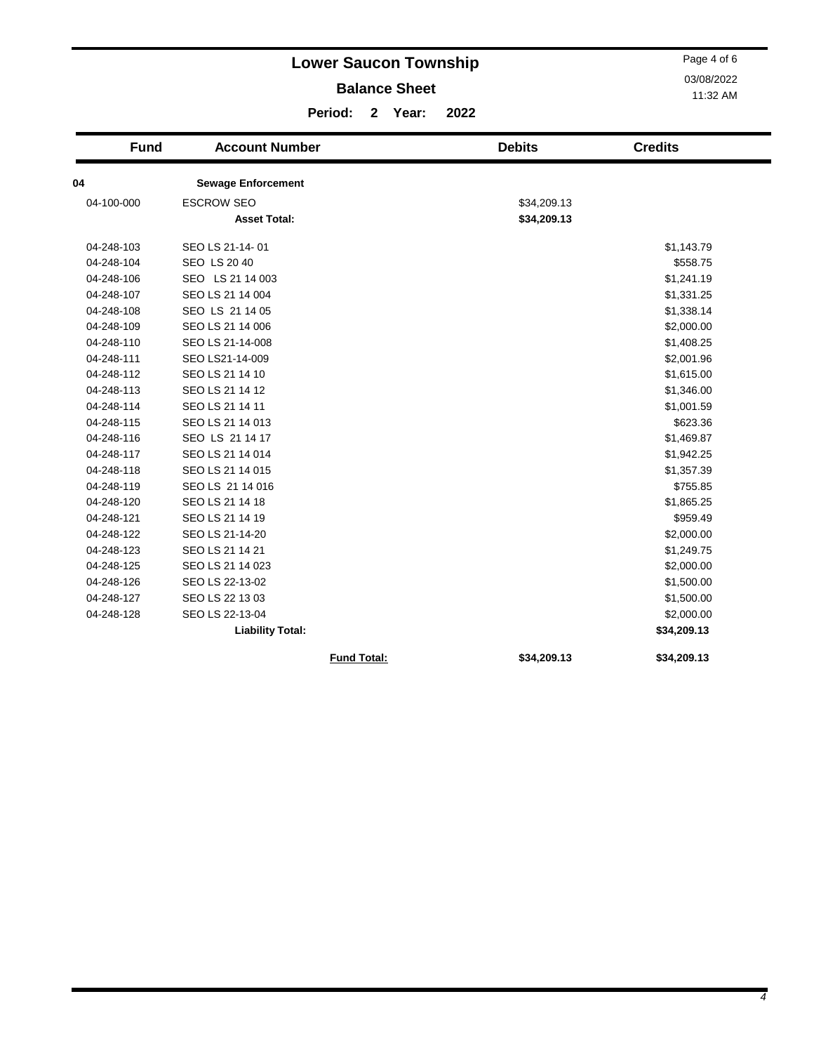# Lower Saucon Township

## Balance Sheet

**Period: 2 Year: 2022**

03/08/2022
11:32 AM

| Fund | Account Number | Debits | Credits |
|---|---|---|---|
| **04** | **Sewage Enforcement** | | |
| 04-100-000 | ESCROW SEO | $34,209.13 | |
| | **Asset Total:** | **$34,209.13** | |
| 04-248-103 | SEO LS 21-14- 01 | | $1,143.79 |
| 04-248-104 | SEO LS 20 40 | | $558.75 |
| 04-248-106 | SEO LS 21 14 003 | | $1,241.19 |
| 04-248-107 | SEO LS 21 14 004 | | $1,331.25 |
| 04-248-108 | SEO LS 21 14 05 | | $1,338.14 |
| 04-248-109 | SEO LS 21 14 006 | | $2,000.00 |
| 04-248-110 | SEO LS 21-14-008 | | $1,408.25 |
| 04-248-111 | SEO LS21-14-009 | | $2,001.96 |
| 04-248-112 | SEO LS 21 14 10 | | $1,615.00 |
| 04-248-113 | SEO LS 21 14 12 | | $1,346.00 |
| 04-248-114 | SEO LS 21 14 11 | | $1,001.59 |
| 04-248-115 | SEO LS 21 14 013 | | $623.36 |
| 04-248-116 | SEO LS 21 14 17 | | $1,469.87 |
| 04-248-117 | SEO LS 21 14 014 | | $1,942.25 |
| 04-248-118 | SEO LS 21 14 015 | | $1,357.39 |
| 04-248-119 | SEO LS 21 14 016 | | $755.85 |
| 04-248-120 | SEO LS 21 14 18 | | $1,865.25 |
| 04-248-121 | SEO LS 21 14 19 | | $959.49 |
| 04-248-122 | SEO LS 21-14-20 | | $2,000.00 |
| 04-248-123 | SEO LS 21 14 21 | | $1,249.75 |
| 04-248-125 | SEO LS 21 14 023 | | $2,000.00 |
| 04-248-126 | SEO LS 22-13-02 | | $1,500.00 |
| 04-248-127 | SEO LS 22 13 03 | | $1,500.00 |
| 04-248-128 | SEO LS 22-13-04 | | $2,000.00 |
| | **Liability Total:** | | **$34,209.13** |
| | **Fund Total:** | **$34,209.13** | **$34,209.13** |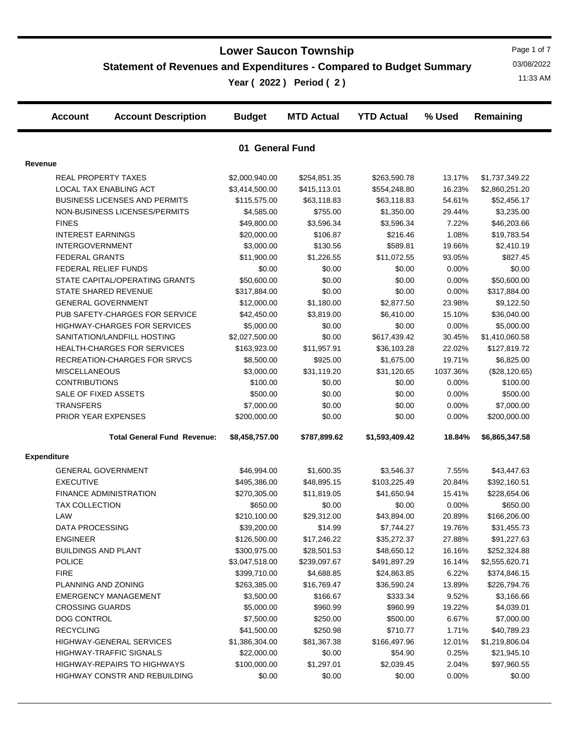# Lower Saucon Township

## Statement of Revenues and Expenditures - Compared to Budget Summary

**Year ( 2022 ) Period ( 2 )**

03/08/2022
11:33 AM

| Account | Account Description | Budget | MTD Actual | YTD Actual | % Used | Remaining |
|---|---|---|---|---|---|---|

### 01 General Fund

**Revenue**

| Account Description | Budget | MTD Actual | YTD Actual | % Used | Remaining |
|---|---|---|---|---|---|
| REAL PROPERTY TAXES | $2,000,940.00 | $254,851.35 | $263,590.78 | 13.17% | $1,737,349.22 |
| LOCAL TAX ENABLING ACT | $3,414,500.00 | $415,113.01 | $554,248.80 | 16.23% | $2,860,251.20 |
| BUSINESS LICENSES AND PERMITS | $115,575.00 | $63,118.83 | $63,118.83 | 54.61% | $52,456.17 |
| NON-BUSINESS LICENSES/PERMITS | $4,585.00 | $755.00 | $1,350.00 | 29.44% | $3,235.00 |
| FINES | $49,800.00 | $3,596.34 | $3,596.34 | 7.22% | $46,203.66 |
| INTEREST EARNINGS | $20,000.00 | $106.87 | $216.46 | 1.08% | $19,783.54 |
| INTERGOVERNMENT | $3,000.00 | $130.56 | $589.81 | 19.66% | $2,410.19 |
| FEDERAL GRANTS | $11,900.00 | $1,226.55 | $11,072.55 | 93.05% | $827.45 |
| FEDERAL RELIEF FUNDS | $0.00 | $0.00 | $0.00 | 0.00% | $0.00 |
| STATE CAPITAL/OPERATING GRANTS | $50,600.00 | $0.00 | $0.00 | 0.00% | $50,600.00 |
| STATE SHARED REVENUE | $317,884.00 | $0.00 | $0.00 | 0.00% | $317,884.00 |
| GENERAL GOVERNMENT | $12,000.00 | $1,180.00 | $2,877.50 | 23.98% | $9,122.50 |
| PUB SAFETY-CHARGES FOR SERVICE | $42,450.00 | $3,819.00 | $6,410.00 | 15.10% | $36,040.00 |
| HIGHWAY-CHARGES FOR SERVICES | $5,000.00 | $0.00 | $0.00 | 0.00% | $5,000.00 |
| SANITATION/LANDFILL HOSTING | $2,027,500.00 | $0.00 | $617,439.42 | 30.45% | $1,410,060.58 |
| HEALTH-CHARGES FOR SERVICES | $163,923.00 | $11,957.91 | $36,103.28 | 22.02% | $127,819.72 |
| RECREATION-CHARGES FOR SRVCS | $8,500.00 | $925.00 | $1,675.00 | 19.71% | $6,825.00 |
| MISCELLANEOUS | $3,000.00 | $31,119.20 | $31,120.65 | 1037.36% | ($28,120.65) |
| CONTRIBUTIONS | $100.00 | $0.00 | $0.00 | 0.00% | $100.00 |
| SALE OF FIXED ASSETS | $500.00 | $0.00 | $0.00 | 0.00% | $500.00 |
| TRANSFERS | $7,000.00 | $0.00 | $0.00 | 0.00% | $7,000.00 |
| PRIOR YEAR EXPENSES | $200,000.00 | $0.00 | $0.00 | 0.00% | $200,000.00 |
| **Total General Fund Revenue:** | **$8,458,757.00** | **$787,899.62** | **$1,593,409.42** | **18.84%** | **$6,865,347.58** |

**Expenditure**

| Account Description | Budget | MTD Actual | YTD Actual | % Used | Remaining |
|---|---|---|---|---|---|
| GENERAL GOVERNMENT | $46,994.00 | $1,600.35 | $3,546.37 | 7.55% | $43,447.63 |
| EXECUTIVE | $495,386.00 | $48,895.15 | $103,225.49 | 20.84% | $392,160.51 |
| FINANCE ADMINISTRATION | $270,305.00 | $11,819.05 | $41,650.94 | 15.41% | $228,654.06 |
| TAX COLLECTION | $650.00 | $0.00 | $0.00 | 0.00% | $650.00 |
| LAW | $210,100.00 | $29,312.00 | $43,894.00 | 20.89% | $166,206.00 |
| DATA PROCESSING | $39,200.00 | $14.99 | $7,744.27 | 19.76% | $31,455.73 |
| ENGINEER | $126,500.00 | $17,246.22 | $35,272.37 | 27.88% | $91,227.63 |
| BUILDINGS AND PLANT | $300,975.00 | $28,501.53 | $48,650.12 | 16.16% | $252,324.88 |
| POLICE | $3,047,518.00 | $239,097.67 | $491,897.29 | 16.14% | $2,555,620.71 |
| FIRE | $399,710.00 | $4,688.85 | $24,863.85 | 6.22% | $374,846.15 |
| PLANNING AND ZONING | $263,385.00 | $16,769.47 | $36,590.24 | 13.89% | $226,794.76 |
| EMERGENCY MANAGEMENT | $3,500.00 | $166.67 | $333.34 | 9.52% | $3,166.66 |
| CROSSING GUARDS | $5,000.00 | $960.99 | $960.99 | 19.22% | $4,039.01 |
| DOG CONTROL | $7,500.00 | $250.00 | $500.00 | 6.67% | $7,000.00 |
| RECYCLING | $41,500.00 | $250.98 | $710.77 | 1.71% | $40,789.23 |
| HIGHWAY-GENERAL SERVICES | $1,386,304.00 | $81,367.38 | $166,497.96 | 12.01% | $1,219,806.04 |
| HIGHWAY-TRAFFIC SIGNALS | $22,000.00 | $0.00 | $54.90 | 0.25% | $21,945.10 |
| HIGHWAY-REPAIRS TO HIGHWAYS | $100,000.00 | $1,297.01 | $2,039.45 | 2.04% | $97,960.55 |
| HIGHWAY CONSTR AND REBUILDING | $0.00 | $0.00 | $0.00 | 0.00% | $0.00 |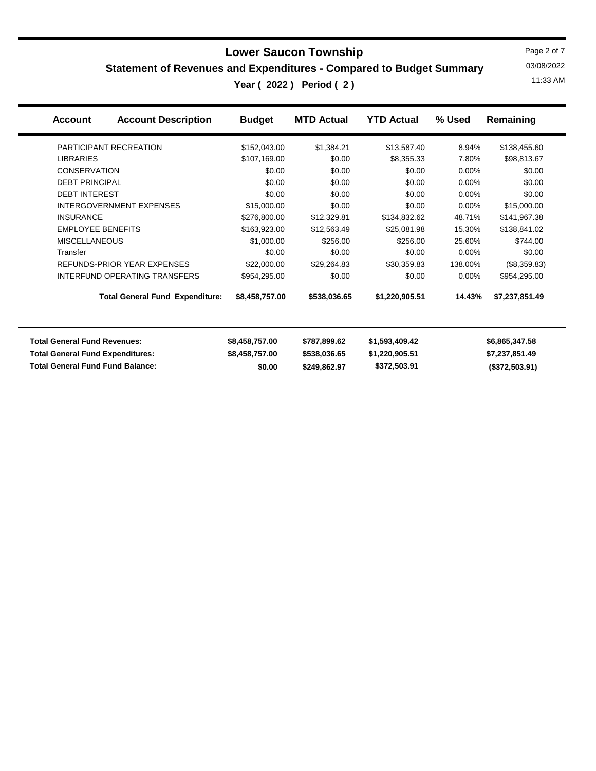# Lower Saucon Township

## Statement of Revenues and Expenditures - Compared to Budget Summary

### Year ( 2022 ) Period ( 2 )

| Account | Account Description | Budget | MTD Actual | YTD Actual | % Used | Remaining |
|---|---|---|---|---|---|---|
| | PARTICIPANT RECREATION | $152,043.00 | $1,384.21 | $13,587.40 | 8.94% | $138,455.60 |
| | LIBRARIES | $107,169.00 | $0.00 | $8,355.33 | 7.80% | $98,813.67 |
| | CONSERVATION | $0.00 | $0.00 | $0.00 | 0.00% | $0.00 |
| | DEBT PRINCIPAL | $0.00 | $0.00 | $0.00 | 0.00% | $0.00 |
| | DEBT INTEREST | $0.00 | $0.00 | $0.00 | 0.00% | $0.00 |
| | INTERGOVERNMENT EXPENSES | $15,000.00 | $0.00 | $0.00 | 0.00% | $15,000.00 |
| | INSURANCE | $276,800.00 | $12,329.81 | $134,832.62 | 48.71% | $141,967.38 |
| | EMPLOYEE BENEFITS | $163,923.00 | $12,563.49 | $25,081.98 | 15.30% | $138,841.02 |
| | MISCELLANEOUS | $1,000.00 | $256.00 | $256.00 | 25.60% | $744.00 |
| | Transfer | $0.00 | $0.00 | $0.00 | 0.00% | $0.00 |
| | REFUNDS-PRIOR YEAR EXPENSES | $22,000.00 | $29,264.83 | $30,359.83 | 138.00% | ($8,359.83) |
| | INTERFUND OPERATING TRANSFERS | $954,295.00 | $0.00 | $0.00 | 0.00% | $954,295.00 |
| | **Total General Fund Expenditure:** | **$8,458,757.00** | **$538,036.65** | **$1,220,905.51** | **14.43%** | **$7,237,851.49** |

| | Budget | MTD Actual | YTD Actual | Remaining |
|---|---|---|---|---|
| **Total General Fund Revenues:** | **$8,458,757.00** | **$787,899.62** | **$1,593,409.42** | **$6,865,347.58** |
| **Total General Fund Expenditures:** | **$8,458,757.00** | **$538,036.65** | **$1,220,905.51** | **$7,237,851.49** |
| **Total General Fund Fund Balance:** | **$0.00** | **$249,862.97** | **$372,503.91** | **($372,503.91)** |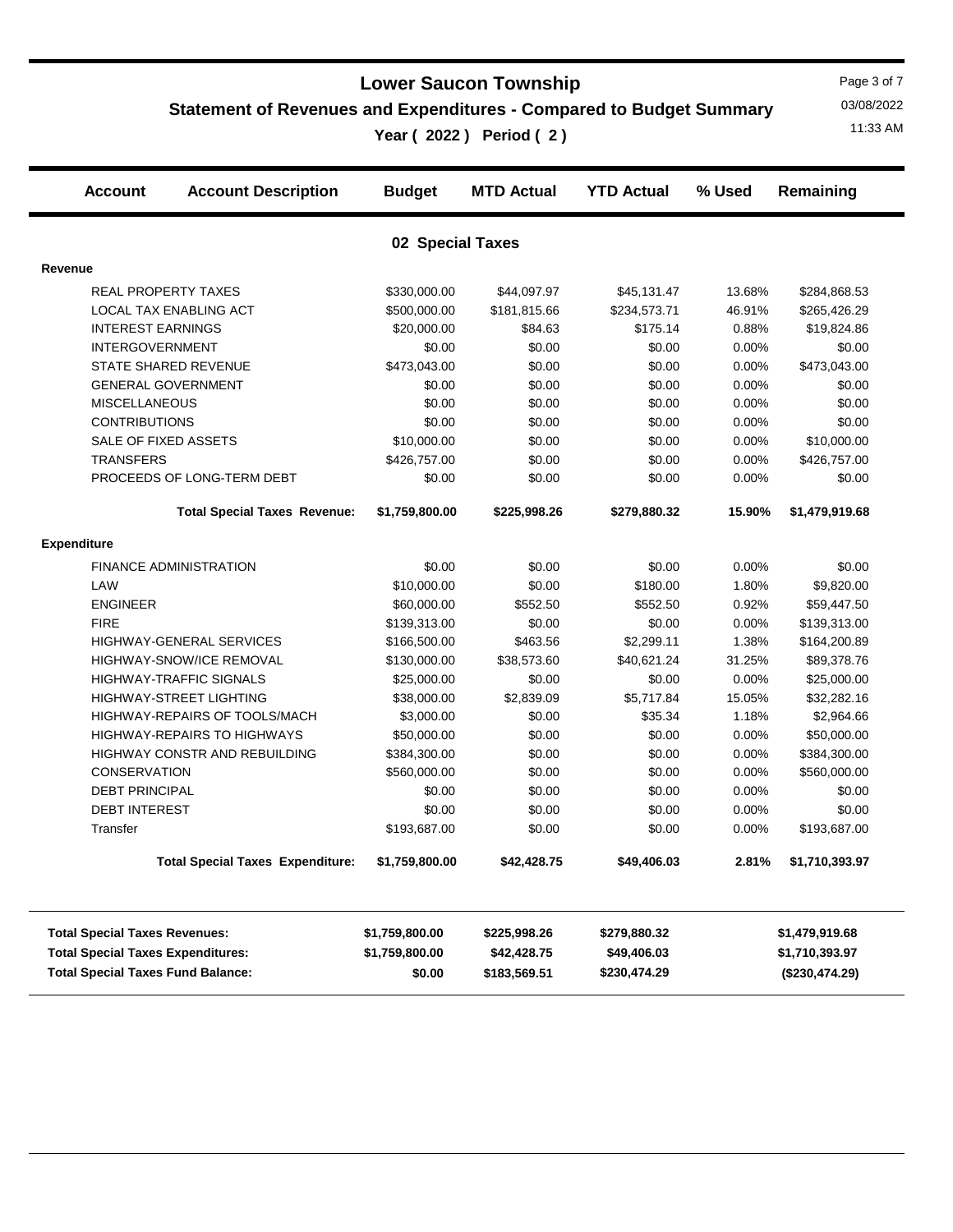# Lower Saucon Township

## Statement of Revenues and Expenditures - Compared to Budget Summary

### Year ( 2022 ) Period ( 2 )

| Account | Account Description | Budget | MTD Actual | YTD Actual | % Used | Remaining |
|---|---|---|---|---|---|---|
| | **02 Special Taxes** | | | | | |
| **Revenue** | | | | | | |
| | REAL PROPERTY TAXES | $330,000.00 | $44,097.97 | $45,131.47 | 13.68% | $284,868.53 |
| | LOCAL TAX ENABLING ACT | $500,000.00 | $181,815.66 | $234,573.71 | 46.91% | $265,426.29 |
| | INTEREST EARNINGS | $20,000.00 | $84.63 | $175.14 | 0.88% | $19,824.86 |
| | INTERGOVERNMENT | $0.00 | $0.00 | $0.00 | 0.00% | $0.00 |
| | STATE SHARED REVENUE | $473,043.00 | $0.00 | $0.00 | 0.00% | $473,043.00 |
| | GENERAL GOVERNMENT | $0.00 | $0.00 | $0.00 | 0.00% | $0.00 |
| | MISCELLANEOUS | $0.00 | $0.00 | $0.00 | 0.00% | $0.00 |
| | CONTRIBUTIONS | $0.00 | $0.00 | $0.00 | 0.00% | $0.00 |
| | SALE OF FIXED ASSETS | $10,000.00 | $0.00 | $0.00 | 0.00% | $10,000.00 |
| | TRANSFERS | $426,757.00 | $0.00 | $0.00 | 0.00% | $426,757.00 |
| | PROCEEDS OF LONG-TERM DEBT | $0.00 | $0.00 | $0.00 | 0.00% | $0.00 |
| | **Total Special Taxes Revenue:** | **$1,759,800.00** | **$225,998.26** | **$279,880.32** | **15.90%** | **$1,479,919.68** |
| **Expenditure** | | | | | | |
| | FINANCE ADMINISTRATION | $0.00 | $0.00 | $0.00 | 0.00% | $0.00 |
| | LAW | $10,000.00 | $0.00 | $180.00 | 1.80% | $9,820.00 |
| | ENGINEER | $60,000.00 | $552.50 | $552.50 | 0.92% | $59,447.50 |
| | FIRE | $139,313.00 | $0.00 | $0.00 | 0.00% | $139,313.00 |
| | HIGHWAY-GENERAL SERVICES | $166,500.00 | $463.56 | $2,299.11 | 1.38% | $164,200.89 |
| | HIGHWAY-SNOW/ICE REMOVAL | $130,000.00 | $38,573.60 | $40,621.24 | 31.25% | $89,378.76 |
| | HIGHWAY-TRAFFIC SIGNALS | $25,000.00 | $0.00 | $0.00 | 0.00% | $25,000.00 |
| | HIGHWAY-STREET LIGHTING | $38,000.00 | $2,839.09 | $5,717.84 | 15.05% | $32,282.16 |
| | HIGHWAY-REPAIRS OF TOOLS/MACH | $3,000.00 | $0.00 | $35.34 | 1.18% | $2,964.66 |
| | HIGHWAY-REPAIRS TO HIGHWAYS | $50,000.00 | $0.00 | $0.00 | 0.00% | $50,000.00 |
| | HIGHWAY CONSTR AND REBUILDING | $384,300.00 | $0.00 | $0.00 | 0.00% | $384,300.00 |
| | CONSERVATION | $560,000.00 | $0.00 | $0.00 | 0.00% | $560,000.00 |
| | DEBT PRINCIPAL | $0.00 | $0.00 | $0.00 | 0.00% | $0.00 |
| | DEBT INTEREST | $0.00 | $0.00 | $0.00 | 0.00% | $0.00 |
| | Transfer | $193,687.00 | $0.00 | $0.00 | 0.00% | $193,687.00 |
| | **Total Special Taxes Expenditure:** | **$1,759,800.00** | **$42,428.75** | **$49,406.03** | **2.81%** | **$1,710,393.97** |

| | Budget | MTD Actual | YTD Actual | Remaining |
|---|---|---|---|---|
| **Total Special Taxes Revenues:** | **$1,759,800.00** | **$225,998.26** | **$279,880.32** | **$1,479,919.68** |
| **Total Special Taxes Expenditures:** | **$1,759,800.00** | **$42,428.75** | **$49,406.03** | **$1,710,393.97** |
| **Total Special Taxes Fund Balance:** | **$0.00** | **$183,569.51** | **$230,474.29** | **($230,474.29)** |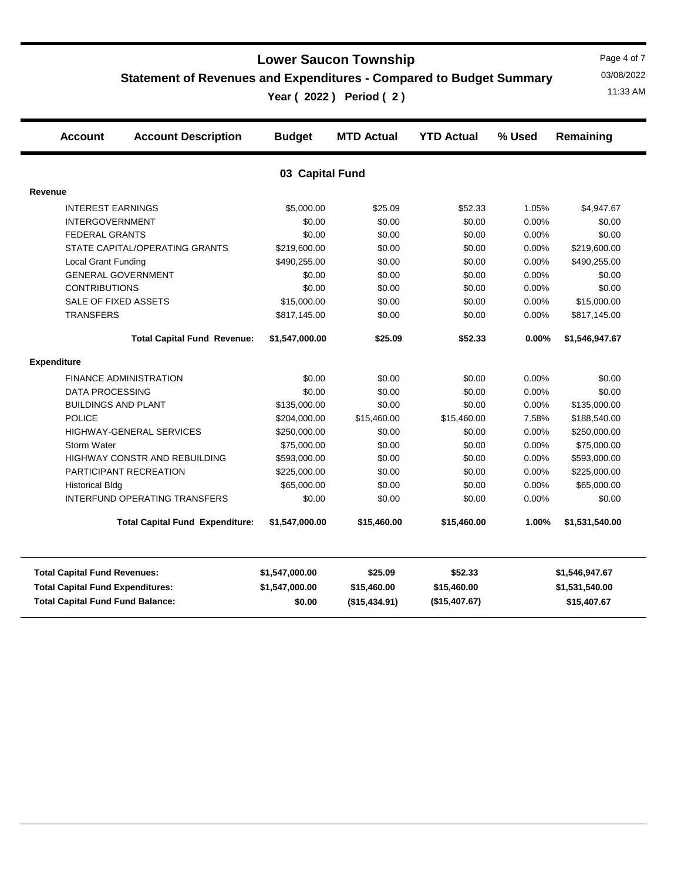# Lower Saucon Township

## Statement of Revenues and Expenditures - Compared to Budget Summary

### Year ( 2022 ) Period ( 2 )

| Account | Account Description | Budget | MTD Actual | YTD Actual | % Used | Remaining |
|---|---|---|---|---|---|---|

### 03 Capital Fund

| Account Description | Budget | MTD Actual | YTD Actual | % Used | Remaining |
|---|---|---|---|---|---|
| **Revenue** | | | | | |
| INTEREST EARNINGS | $5,000.00 | $25.09 | $52.33 | 1.05% | $4,947.67 |
| INTERGOVERNMENT | $0.00 | $0.00 | $0.00 | 0.00% | $0.00 |
| FEDERAL GRANTS | $0.00 | $0.00 | $0.00 | 0.00% | $0.00 |
| STATE CAPITAL/OPERATING GRANTS | $219,600.00 | $0.00 | $0.00 | 0.00% | $219,600.00 |
| Local Grant Funding | $490,255.00 | $0.00 | $0.00 | 0.00% | $490,255.00 |
| GENERAL GOVERNMENT | $0.00 | $0.00 | $0.00 | 0.00% | $0.00 |
| CONTRIBUTIONS | $0.00 | $0.00 | $0.00 | 0.00% | $0.00 |
| SALE OF FIXED ASSETS | $15,000.00 | $0.00 | $0.00 | 0.00% | $15,000.00 |
| TRANSFERS | $817,145.00 | $0.00 | $0.00 | 0.00% | $817,145.00 |
| **Total Capital Fund Revenue:** | **$1,547,000.00** | **$25.09** | **$52.33** | **0.00%** | **$1,546,947.67** |
| **Expenditure** | | | | | |
| FINANCE ADMINISTRATION | $0.00 | $0.00 | $0.00 | 0.00% | $0.00 |
| DATA PROCESSING | $0.00 | $0.00 | $0.00 | 0.00% | $0.00 |
| BUILDINGS AND PLANT | $135,000.00 | $0.00 | $0.00 | 0.00% | $135,000.00 |
| POLICE | $204,000.00 | $15,460.00 | $15,460.00 | 7.58% | $188,540.00 |
| HIGHWAY-GENERAL SERVICES | $250,000.00 | $0.00 | $0.00 | 0.00% | $250,000.00 |
| Storm Water | $75,000.00 | $0.00 | $0.00 | 0.00% | $75,000.00 |
| HIGHWAY CONSTR AND REBUILDING | $593,000.00 | $0.00 | $0.00 | 0.00% | $593,000.00 |
| PARTICIPANT RECREATION | $225,000.00 | $0.00 | $0.00 | 0.00% | $225,000.00 |
| Historical Bldg | $65,000.00 | $0.00 | $0.00 | 0.00% | $65,000.00 |
| INTERFUND OPERATING TRANSFERS | $0.00 | $0.00 | $0.00 | 0.00% | $0.00 |
| **Total Capital Fund Expenditure:** | **$1,547,000.00** | **$15,460.00** | **$15,460.00** | **1.00%** | **$1,531,540.00** |

| | Budget | MTD Actual | YTD Actual | | Remaining |
|---|---|---|---|---|---|
| **Total Capital Fund Revenues:** | **$1,547,000.00** | **$25.09** | **$52.33** | | **$1,546,947.67** |
| **Total Capital Fund Expenditures:** | **$1,547,000.00** | **$15,460.00** | **$15,460.00** | | **$1,531,540.00** |
| **Total Capital Fund Fund Balance:** | **$0.00** | **($15,434.91)** | **($15,407.67)** | | **$15,407.67** |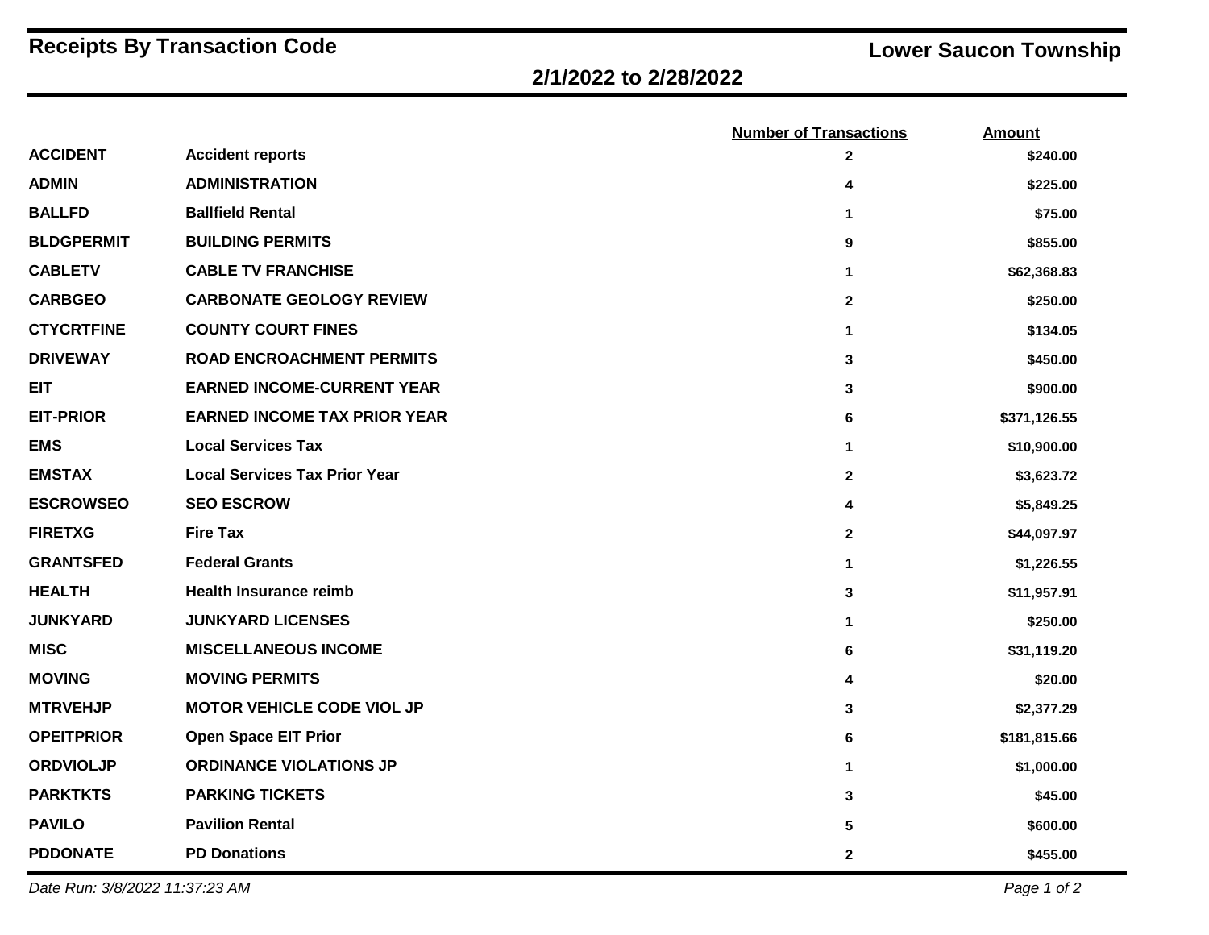# Receipts By Transaction Code

**Lower Saucon Township**

## 2/1/2022 to 2/28/2022

| | | Number of Transactions | Amount |
|---|---|---|---|
| ACCIDENT | Accident reports | 2 | $240.00 |
| ADMIN | ADMINISTRATION | 4 | $225.00 |
| BALLFD | Ballfield Rental | 1 | $75.00 |
| BLDGPERMIT | BUILDING PERMITS | 9 | $855.00 |
| CABLETV | CABLE TV FRANCHISE | 1 | $62,368.83 |
| CARBGEO | CARBONATE GEOLOGY REVIEW | 2 | $250.00 |
| CTYCRTFINE | COUNTY COURT FINES | 1 | $134.05 |
| DRIVEWAY | ROAD ENCROACHMENT PERMITS | 3 | $450.00 |
| EIT | EARNED INCOME-CURRENT YEAR | 3 | $900.00 |
| EIT-PRIOR | EARNED INCOME TAX PRIOR YEAR | 6 | $371,126.55 |
| EMS | Local Services Tax | 1 | $10,900.00 |
| EMSTAX | Local Services Tax Prior Year | 2 | $3,623.72 |
| ESCROWSEO | SEO ESCROW | 4 | $5,849.25 |
| FIRETXG | Fire Tax | 2 | $44,097.97 |
| GRANTSFED | Federal Grants | 1 | $1,226.55 |
| HEALTH | Health Insurance reimb | 3 | $11,957.91 |
| JUNKYARD | JUNKYARD LICENSES | 1 | $250.00 |
| MISC | MISCELLANEOUS INCOME | 6 | $31,119.20 |
| MOVING | MOVING PERMITS | 4 | $20.00 |
| MTRVEHJP | MOTOR VEHICLE CODE VIOL JP | 3 | $2,377.29 |
| OPEITPRIOR | Open Space EIT Prior | 6 | $181,815.66 |
| ORDVIOLJP | ORDINANCE VIOLATIONS JP | 1 | $1,000.00 |
| PARKTKTS | PARKING TICKETS | 3 | $45.00 |
| PAVILO | Pavilion Rental | 5 | $600.00 |
| PDDONATE | PD Donations | 2 | $455.00 |

*Date Run: 3/8/2022 11:37:23 AM*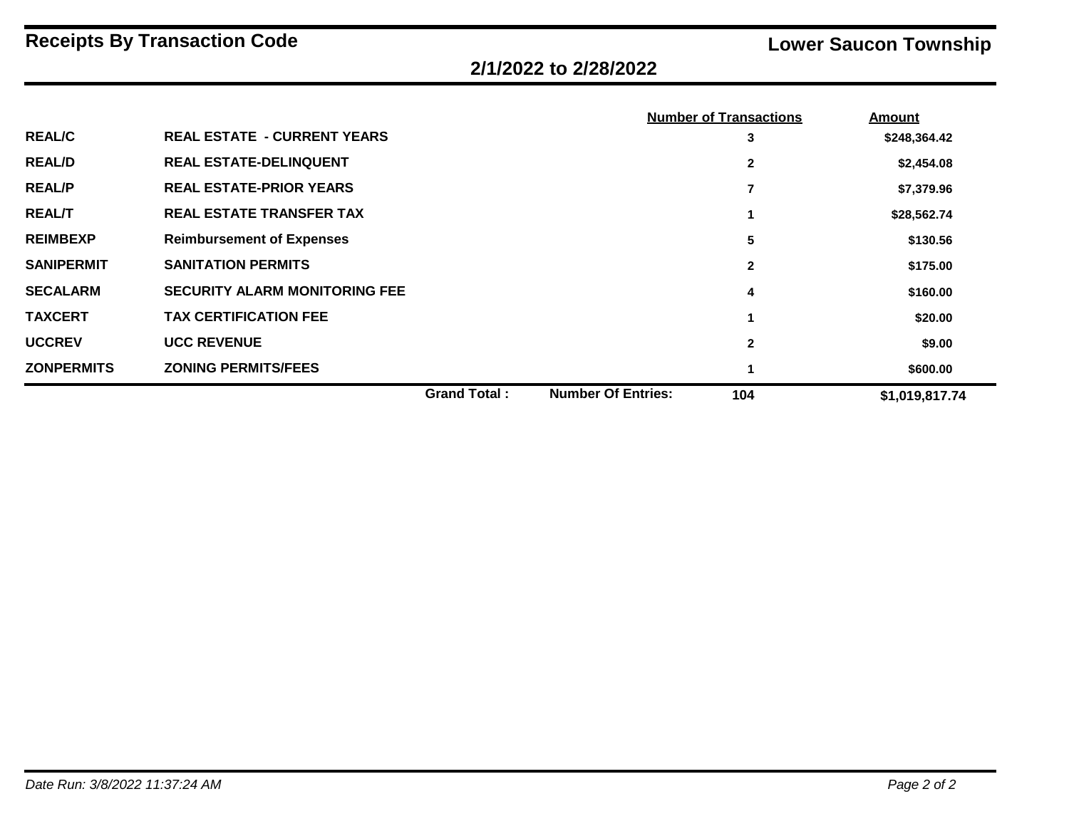# Receipts By Transaction Code

**Lower Saucon Township**

**2/1/2022 to 2/28/2022**

| Code | Description | | Number of Transactions | Amount |
|---|---|---|---|---|
| REAL/C | REAL ESTATE - CURRENT YEARS | | 3 | $248,364.42 |
| REAL/D | REAL ESTATE-DELINQUENT | | 2 | $2,454.08 |
| REAL/P | REAL ESTATE-PRIOR YEARS | | 7 | $7,379.96 |
| REAL/T | REAL ESTATE TRANSFER TAX | | 1 | $28,562.74 |
| REIMBEXP | Reimbursement of Expenses | | 5 | $130.56 |
| SANIPERMIT | SANITATION PERMITS | | 2 | $175.00 |
| SECALARM | SECURITY ALARM MONITORING FEE | | 4 | $160.00 |
| TAXCERT | TAX CERTIFICATION FEE | | 1 | $20.00 |
| UCCREV | UCC REVENUE | | 2 | $9.00 |
| ZONPERMITS | ZONING PERMITS/FEES | | 1 | $600.00 |
| | Grand Total : | Number Of Entries: | 104 | $1,019,817.74 |

*Date Run: 3/8/2022 11:37:24 AM*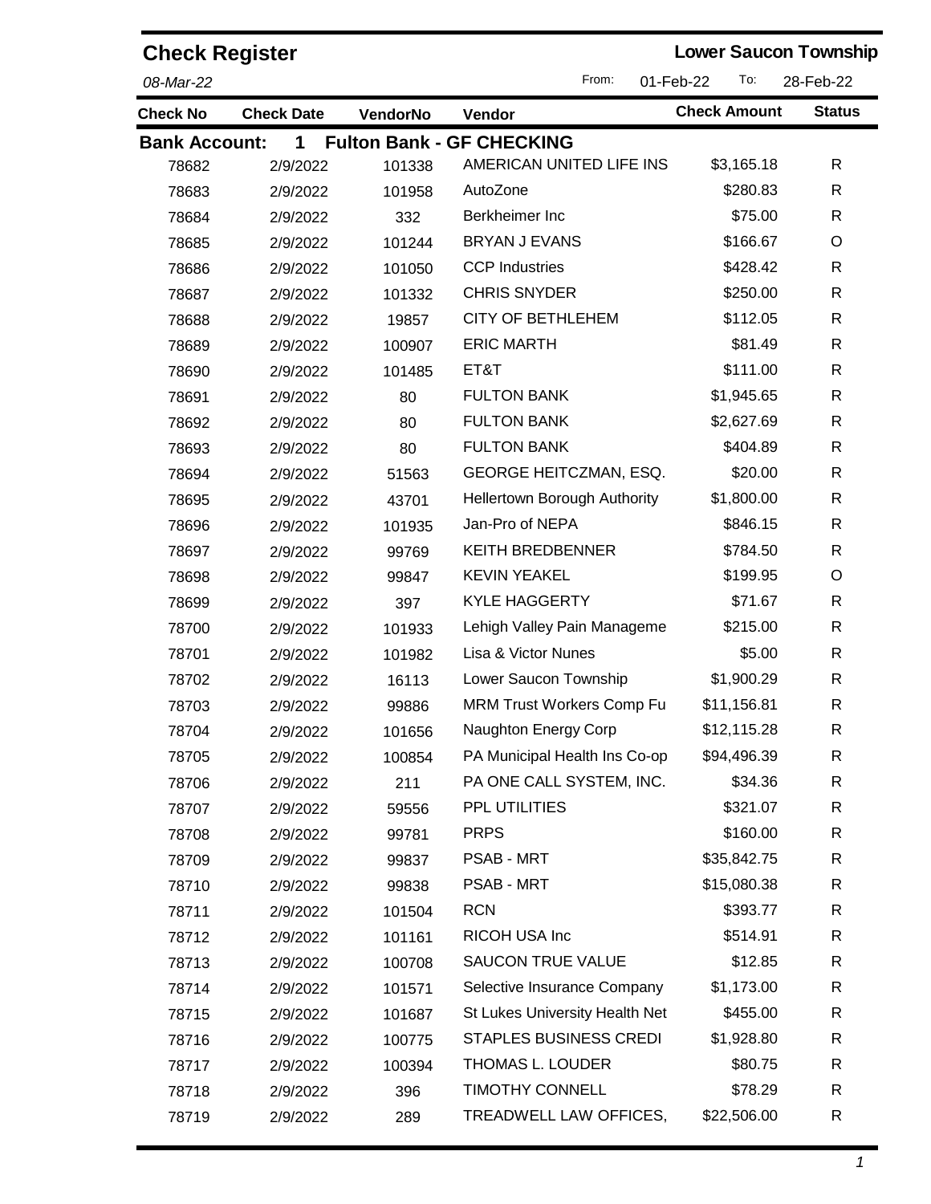# Check Register

**Lower Saucon Township**

*08-Mar-22*

From: 01-Feb-22 To: 28-Feb-22

| Check No | Check Date | VendorNo | Vendor | Check Amount | Status |
|---|---|---|---|---|---|
| **Bank Account: 1 Fulton Bank - GF CHECKING** | | | | | |
| 78682 | 2/9/2022 | 101338 | AMERICAN UNITED LIFE INS | $3,165.18 | R |
| 78683 | 2/9/2022 | 101958 | AutoZone | $280.83 | R |
| 78684 | 2/9/2022 | 332 | Berkheimer Inc | $75.00 | R |
| 78685 | 2/9/2022 | 101244 | BRYAN J EVANS | $166.67 | O |
| 78686 | 2/9/2022 | 101050 | CCP Industries | $428.42 | R |
| 78687 | 2/9/2022 | 101332 | CHRIS SNYDER | $250.00 | R |
| 78688 | 2/9/2022 | 19857 | CITY OF BETHLEHEM | $112.05 | R |
| 78689 | 2/9/2022 | 100907 | ERIC MARTH | $81.49 | R |
| 78690 | 2/9/2022 | 101485 | ET&T | $111.00 | R |
| 78691 | 2/9/2022 | 80 | FULTON BANK | $1,945.65 | R |
| 78692 | 2/9/2022 | 80 | FULTON BANK | $2,627.69 | R |
| 78693 | 2/9/2022 | 80 | FULTON BANK | $404.89 | R |
| 78694 | 2/9/2022 | 51563 | GEORGE HEITCZMAN, ESQ. | $20.00 | R |
| 78695 | 2/9/2022 | 43701 | Hellertown Borough Authority | $1,800.00 | R |
| 78696 | 2/9/2022 | 101935 | Jan-Pro of NEPA | $846.15 | R |
| 78697 | 2/9/2022 | 99769 | KEITH BREDBENNER | $784.50 | R |
| 78698 | 2/9/2022 | 99847 | KEVIN YEAKEL | $199.95 | O |
| 78699 | 2/9/2022 | 397 | KYLE HAGGERTY | $71.67 | R |
| 78700 | 2/9/2022 | 101933 | Lehigh Valley Pain Manageme | $215.00 | R |
| 78701 | 2/9/2022 | 101982 | Lisa & Victor Nunes | $5.00 | R |
| 78702 | 2/9/2022 | 16113 | Lower Saucon Township | $1,900.29 | R |
| 78703 | 2/9/2022 | 99886 | MRM Trust Workers Comp Fu | $11,156.81 | R |
| 78704 | 2/9/2022 | 101656 | Naughton Energy Corp | $12,115.28 | R |
| 78705 | 2/9/2022 | 100854 | PA Municipal Health Ins Co-op | $94,496.39 | R |
| 78706 | 2/9/2022 | 211 | PA ONE CALL SYSTEM, INC. | $34.36 | R |
| 78707 | 2/9/2022 | 59556 | PPL UTILITIES | $321.07 | R |
| 78708 | 2/9/2022 | 99781 | PRPS | $160.00 | R |
| 78709 | 2/9/2022 | 99837 | PSAB - MRT | $35,842.75 | R |
| 78710 | 2/9/2022 | 99838 | PSAB - MRT | $15,080.38 | R |
| 78711 | 2/9/2022 | 101504 | RCN | $393.77 | R |
| 78712 | 2/9/2022 | 101161 | RICOH USA Inc | $514.91 | R |
| 78713 | 2/9/2022 | 100708 | SAUCON TRUE VALUE | $12.85 | R |
| 78714 | 2/9/2022 | 101571 | Selective Insurance Company | $1,173.00 | R |
| 78715 | 2/9/2022 | 101687 | St Lukes University Health Net | $455.00 | R |
| 78716 | 2/9/2022 | 100775 | STAPLES BUSINESS CREDI | $1,928.80 | R |
| 78717 | 2/9/2022 | 100394 | THOMAS L. LOUDER | $80.75 | R |
| 78718 | 2/9/2022 | 396 | TIMOTHY CONNELL | $78.29 | R |
| 78719 | 2/9/2022 | 289 | TREADWELL LAW OFFICES, | $22,506.00 | R |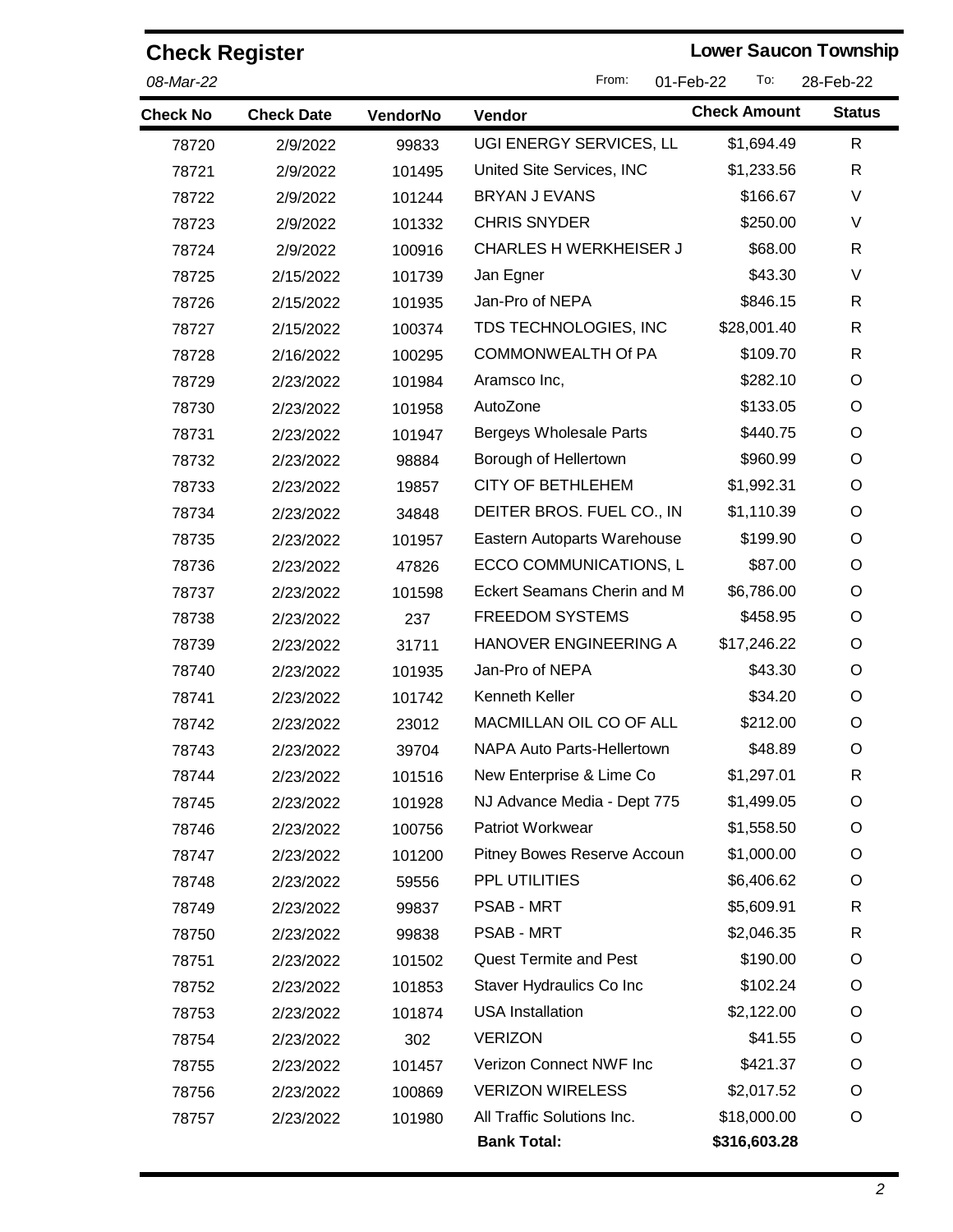## Check Register

**Lower Saucon Township**

*08-Mar-22*

From: 01-Feb-22 To: 28-Feb-22

| Check No | Check Date | VendorNo | Vendor | Check Amount | Status |
|---|---|---|---|---|---|
| 78720 | 2/9/2022 | 99833 | UGI ENERGY SERVICES, LL | $1,694.49 | R |
| 78721 | 2/9/2022 | 101495 | United Site Services, INC | $1,233.56 | R |
| 78722 | 2/9/2022 | 101244 | BRYAN J EVANS | $166.67 | V |
| 78723 | 2/9/2022 | 101332 | CHRIS SNYDER | $250.00 | V |
| 78724 | 2/9/2022 | 100916 | CHARLES H WERKHEISER J | $68.00 | R |
| 78725 | 2/15/2022 | 101739 | Jan Egner | $43.30 | V |
| 78726 | 2/15/2022 | 101935 | Jan-Pro of NEPA | $846.15 | R |
| 78727 | 2/15/2022 | 100374 | TDS TECHNOLOGIES, INC | $28,001.40 | R |
| 78728 | 2/16/2022 | 100295 | COMMONWEALTH Of PA | $109.70 | R |
| 78729 | 2/23/2022 | 101984 | Aramsco Inc, | $282.10 | O |
| 78730 | 2/23/2022 | 101958 | AutoZone | $133.05 | O |
| 78731 | 2/23/2022 | 101947 | Bergeys Wholesale Parts | $440.75 | O |
| 78732 | 2/23/2022 | 98884 | Borough of Hellertown | $960.99 | O |
| 78733 | 2/23/2022 | 19857 | CITY OF BETHLEHEM | $1,992.31 | O |
| 78734 | 2/23/2022 | 34848 | DEITER BROS. FUEL CO., IN | $1,110.39 | O |
| 78735 | 2/23/2022 | 101957 | Eastern Autoparts Warehouse | $199.90 | O |
| 78736 | 2/23/2022 | 47826 | ECCO COMMUNICATIONS, L | $87.00 | O |
| 78737 | 2/23/2022 | 101598 | Eckert Seamans Cherin and M | $6,786.00 | O |
| 78738 | 2/23/2022 | 237 | FREEDOM SYSTEMS | $458.95 | O |
| 78739 | 2/23/2022 | 31711 | HANOVER ENGINEERING A | $17,246.22 | O |
| 78740 | 2/23/2022 | 101935 | Jan-Pro of NEPA | $43.30 | O |
| 78741 | 2/23/2022 | 101742 | Kenneth Keller | $34.20 | O |
| 78742 | 2/23/2022 | 23012 | MACMILLAN OIL CO OF ALL | $212.00 | O |
| 78743 | 2/23/2022 | 39704 | NAPA Auto Parts-Hellertown | $48.89 | O |
| 78744 | 2/23/2022 | 101516 | New Enterprise & Lime Co | $1,297.01 | R |
| 78745 | 2/23/2022 | 101928 | NJ Advance Media - Dept 775 | $1,499.05 | O |
| 78746 | 2/23/2022 | 100756 | Patriot Workwear | $1,558.50 | O |
| 78747 | 2/23/2022 | 101200 | Pitney Bowes Reserve Accoun | $1,000.00 | O |
| 78748 | 2/23/2022 | 59556 | PPL UTILITIES | $6,406.62 | O |
| 78749 | 2/23/2022 | 99837 | PSAB - MRT | $5,609.91 | R |
| 78750 | 2/23/2022 | 99838 | PSAB - MRT | $2,046.35 | R |
| 78751 | 2/23/2022 | 101502 | Quest Termite and Pest | $190.00 | O |
| 78752 | 2/23/2022 | 101853 | Staver Hydraulics Co Inc | $102.24 | O |
| 78753 | 2/23/2022 | 101874 | USA Installation | $2,122.00 | O |
| 78754 | 2/23/2022 | 302 | VERIZON | $41.55 | O |
| 78755 | 2/23/2022 | 101457 | Verizon Connect NWF Inc | $421.37 | O |
| 78756 | 2/23/2022 | 100869 | VERIZON WIRELESS | $2,017.52 | O |
| 78757 | 2/23/2022 | 101980 | All Traffic Solutions Inc. | $18,000.00 | O |
| | | | **Bank Total:** | **$316,603.28** | |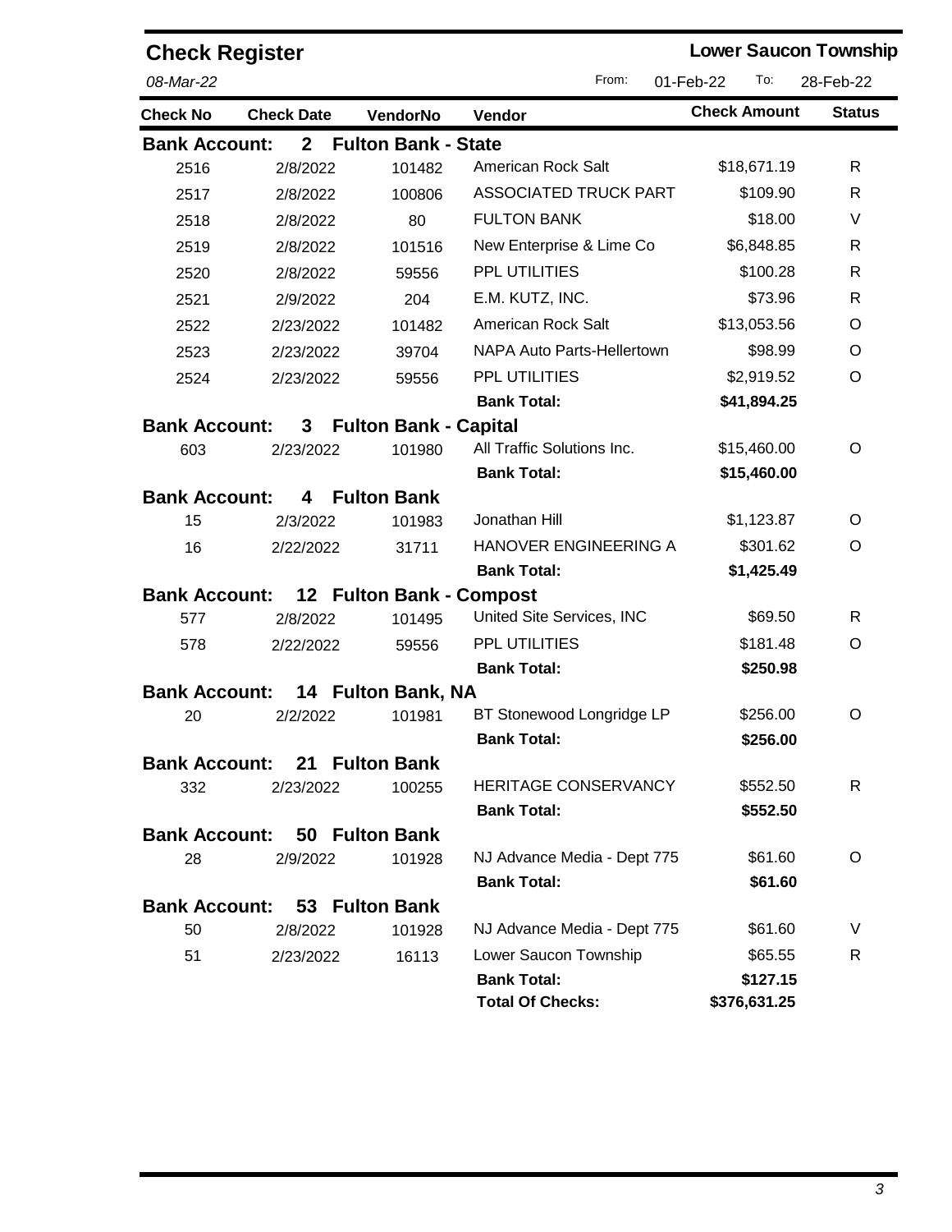# Check Register

**Lower Saucon Township**

*08-Mar-22*

From: 01-Feb-22 To: 28-Feb-22

| Check No | Check Date | VendorNo | Vendor | Check Amount | Status |
|---|---|---|---|---|---|
| **Bank Account: 2 Fulton Bank - State** | | | | | |
| 2516 | 2/8/2022 | 101482 | American Rock Salt | $18,671.19 | R |
| 2517 | 2/8/2022 | 100806 | ASSOCIATED TRUCK PART | $109.90 | R |
| 2518 | 2/8/2022 | 80 | FULTON BANK | $18.00 | V |
| 2519 | 2/8/2022 | 101516 | New Enterprise & Lime Co | $6,848.85 | R |
| 2520 | 2/8/2022 | 59556 | PPL UTILITIES | $100.28 | R |
| 2521 | 2/9/2022 | 204 | E.M. KUTZ, INC. | $73.96 | R |
| 2522 | 2/23/2022 | 101482 | American Rock Salt | $13,053.56 | O |
| 2523 | 2/23/2022 | 39704 | NAPA Auto Parts-Hellertown | $98.99 | O |
| 2524 | 2/23/2022 | 59556 | PPL UTILITIES | $2,919.52 | O |
| | | | **Bank Total:** | **$41,894.25** | |
| **Bank Account: 3 Fulton Bank - Capital** | | | | | |
| 603 | 2/23/2022 | 101980 | All Traffic Solutions Inc. | $15,460.00 | O |
| | | | **Bank Total:** | **$15,460.00** | |
| **Bank Account: 4 Fulton Bank** | | | | | |
| 15 | 2/3/2022 | 101983 | Jonathan Hill | $1,123.87 | O |
| 16 | 2/22/2022 | 31711 | HANOVER ENGINEERING A | $301.62 | O |
| | | | **Bank Total:** | **$1,425.49** | |
| **Bank Account: 12 Fulton Bank - Compost** | | | | | |
| 577 | 2/8/2022 | 101495 | United Site Services, INC | $69.50 | R |
| 578 | 2/22/2022 | 59556 | PPL UTILITIES | $181.48 | O |
| | | | **Bank Total:** | **$250.98** | |
| **Bank Account: 14 Fulton Bank, NA** | | | | | |
| 20 | 2/2/2022 | 101981 | BT Stonewood Longridge LP | $256.00 | O |
| | | | **Bank Total:** | **$256.00** | |
| **Bank Account: 21 Fulton Bank** | | | | | |
| 332 | 2/23/2022 | 100255 | HERITAGE CONSERVANCY | $552.50 | R |
| | | | **Bank Total:** | **$552.50** | |
| **Bank Account: 50 Fulton Bank** | | | | | |
| 28 | 2/9/2022 | 101928 | NJ Advance Media - Dept 775 | $61.60 | O |
| | | | **Bank Total:** | **$61.60** | |
| **Bank Account: 53 Fulton Bank** | | | | | |
| 50 | 2/8/2022 | 101928 | NJ Advance Media - Dept 775 | $61.60 | V |
| 51 | 2/23/2022 | 16113 | Lower Saucon Township | $65.55 | R |
| | | | **Bank Total:** | **$127.15** | |
| | | | **Total Of Checks:** | **$376,631.25** | |